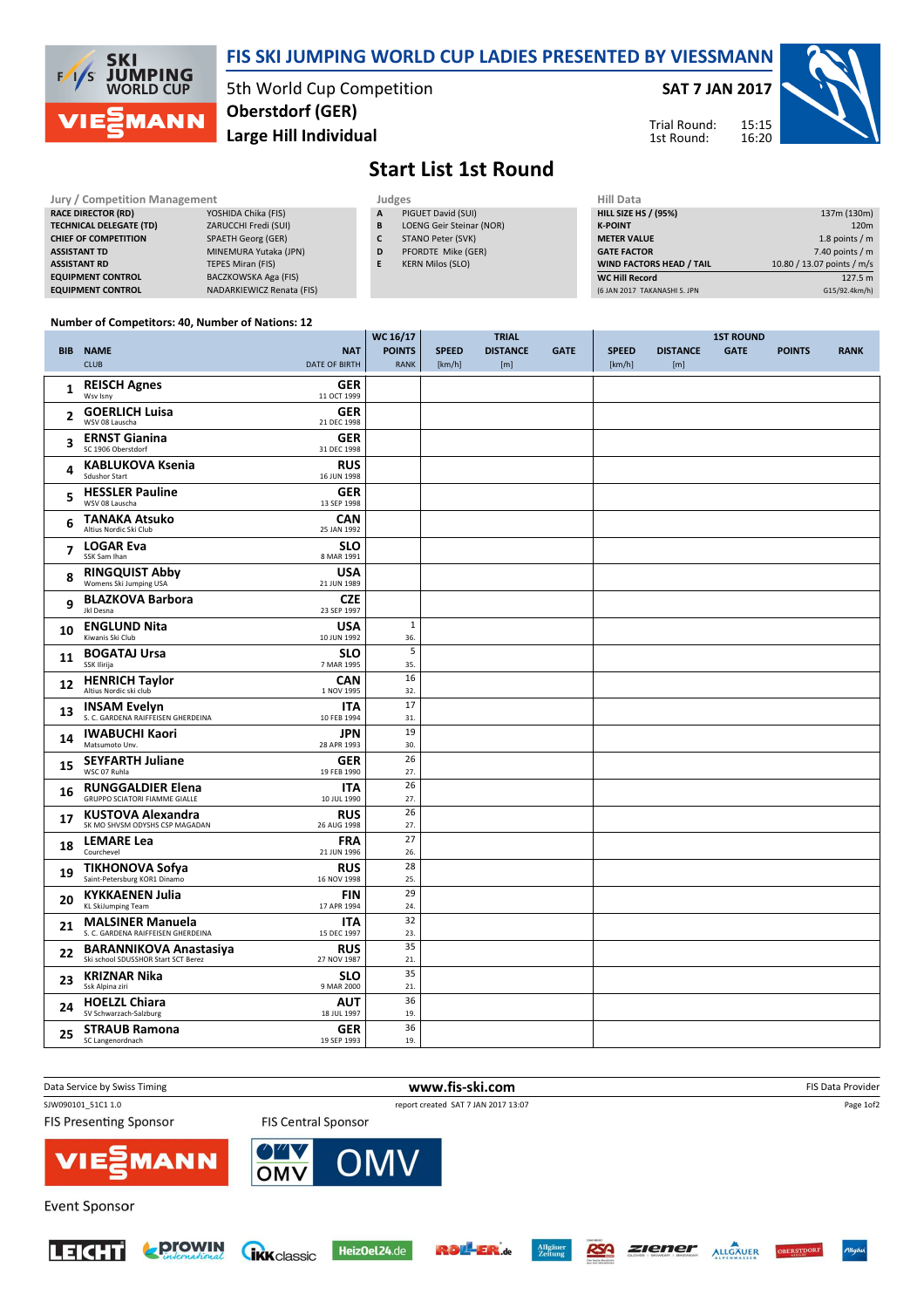# FIS SKI JUMPING WORLD CUP LADIES PRESENTED BY VIESSMANN

5th World Cup Competition
**Oberstdorf (GER)**
**Large Hill Individual**

**SAT 7 JAN 2017**

Trial Round: 15:15
1st Round: 16:20

## Start List 1st Round

| Jury / Competition Management | |
|---|---|
| RACE DIRECTOR (RD) | YOSHIDA Chika (FIS) |
| TECHNICAL DELEGATE (TD) | ZARUCCHI Fredi (SUI) |
| CHIEF OF COMPETITION | SPAETH Georg (GER) |
| ASSISTANT TD | MINEMURA Yutaka (JPN) |
| ASSISTANT RD | TEPES Miran (FIS) |
| EQUIPMENT CONTROL | BACZKOWSKA Aga (FIS) |
| EQUIPMENT CONTROL | NADARKIEWICZ Renata (FIS) |

| Judges | |
|---|---|
| A | PIGUET David (SUI) |
| B | LOENG Geir Steinar (NOR) |
| C | STANO Peter (SVK) |
| D | PFORDTE Mike (GER) |
| E | KERN Milos (SLO) |

| Hill Data | |
|---|---|
| HILL SIZE HS / (95%) | 137m (130m) |
| K-POINT | 120m |
| METER VALUE | 1.8 points / m |
| GATE FACTOR | 7.40 points / m |
| WIND FACTORS HEAD / TAIL | 10.80 / 13.07 points / m/s |
| WC Hill Record | 127.5 m |
| (6 JAN 2017 TAKANASHI S. JPN | G15/92.4km/h) |

**Number of Competitors: 40, Number of Nations: 12**

| BIB | NAME / CLUB | NAT / DATE OF BIRTH | WC 16/17 POINTS / RANK | TRIAL SPEED [km/h] | TRIAL DISTANCE [m] | TRIAL GATE | 1ST ROUND SPEED [km/h] | 1ST ROUND DISTANCE [m] | 1ST ROUND GATE | POINTS | RANK |
|---|---|---|---|---|---|---|---|---|---|---|---|
| 1 | **REISCH Agnes** Wsv Isny | **GER** 11 OCT 1999 | | | | | | | | | |
| 2 | **GOERLICH Luisa** WSV 08 Lauscha | **GER** 21 DEC 1998 | | | | | | | | | |
| 3 | **ERNST Gianina** SC 1906 Oberstdorf | **GER** 31 DEC 1998 | | | | | | | | | |
| 4 | **KABLUKOVA Ksenia** Sdushor Start | **RUS** 16 JUN 1998 | | | | | | | | | |
| 5 | **HESSLER Pauline** WSV 08 Lauscha | **GER** 13 SEP 1998 | | | | | | | | | |
| 6 | **TANAKA Atsuko** Altius Nordic Ski Club | **CAN** 25 JAN 1992 | | | | | | | | | |
| 7 | **LOGAR Eva** SSK Sam Ihan | **SLO** 8 MAR 1991 | | | | | | | | | |
| 8 | **RINGQUIST Abby** Womens Ski Jumping USA | **USA** 21 JUN 1989 | | | | | | | | | |
| 9 | **BLAZKOVA Barbora** Jkl Desna | **CZE** 23 SEP 1997 | | | | | | | | | |
| 10 | **ENGLUND Nita** Kiwanis Ski Club | **USA** 10 JUN 1992 | 1 / 36. | | | | | | | | |
| 11 | **BOGATAJ Ursa** SSK Ilirija | **SLO** 7 MAR 1995 | 5 / 35. | | | | | | | | |
| 12 | **HENRICH Taylor** Altius Nordic ski club | **CAN** 1 NOV 1995 | 16 / 32. | | | | | | | | |
| 13 | **INSAM Evelyn** S. C. GARDENA RAIFFEISEN GHERDEINA | **ITA** 10 FEB 1994 | 17 / 31. | | | | | | | | |
| 14 | **IWABUCHI Kaori** Matsumoto Unv. | **JPN** 28 APR 1993 | 19 / 30. | | | | | | | | |
| 15 | **SEYFARTH Juliane** WSC 07 Ruhla | **GER** 19 FEB 1990 | 26 / 27. | | | | | | | | |
| 16 | **RUNGGALDIER Elena** GRUPPO SCIATORI FIAMME GIALLE | **ITA** 10 JUL 1990 | 26 / 27. | | | | | | | | |
| 17 | **KUSTOVA Alexandra** SK MO SHVSM ODYSHS CSP MAGADAN | **RUS** 26 AUG 1998 | 26 / 27. | | | | | | | | |
| 18 | **LEMARE Lea** Courchevel | **FRA** 21 JUN 1996 | 27 / 26. | | | | | | | | |
| 19 | **TIKHONOVA Sofya** Saint-Petersburg KOR1 Dinamo | **RUS** 16 NOV 1998 | 28 / 25. | | | | | | | | |
| 20 | **KYKKAENEN Julia** KL SkiJumping Team | **FIN** 17 APR 1994 | 29 / 24. | | | | | | | | |
| 21 | **MALSINER Manuela** S. C. GARDENA RAIFFEISEN GHERDEINA | **ITA** 15 DEC 1997 | 32 / 23. | | | | | | | | |
| 22 | **BARANNIKOVA Anastasiya** Ski school SDUSSHOR Start SCT Berez | **RUS** 27 NOV 1987 | 35 / 21. | | | | | | | | |
| 23 | **KRIZNAR Nika** Ssk Alpina ziri | **SLO** 9 MAR 2000 | 35 / 21. | | | | | | | | |
| 24 | **HOELZL Chiara** SV Schwarzach-Salzburg | **AUT** 18 JUL 1997 | 36 / 19. | | | | | | | | |
| 25 | **STRAUB Ramona** SC Langenordnach | **GER** 19 SEP 1993 | 36 / 19. | | | | | | | | |

Data Service by Swiss Timing — www.fis-ski.com — FIS Data Provider

SJW090101_51C1 1.0 — report created SAT 7 JAN 2017 13:07

FIS Presenting Sponsor — FIS Central Sponsor

Event Sponsor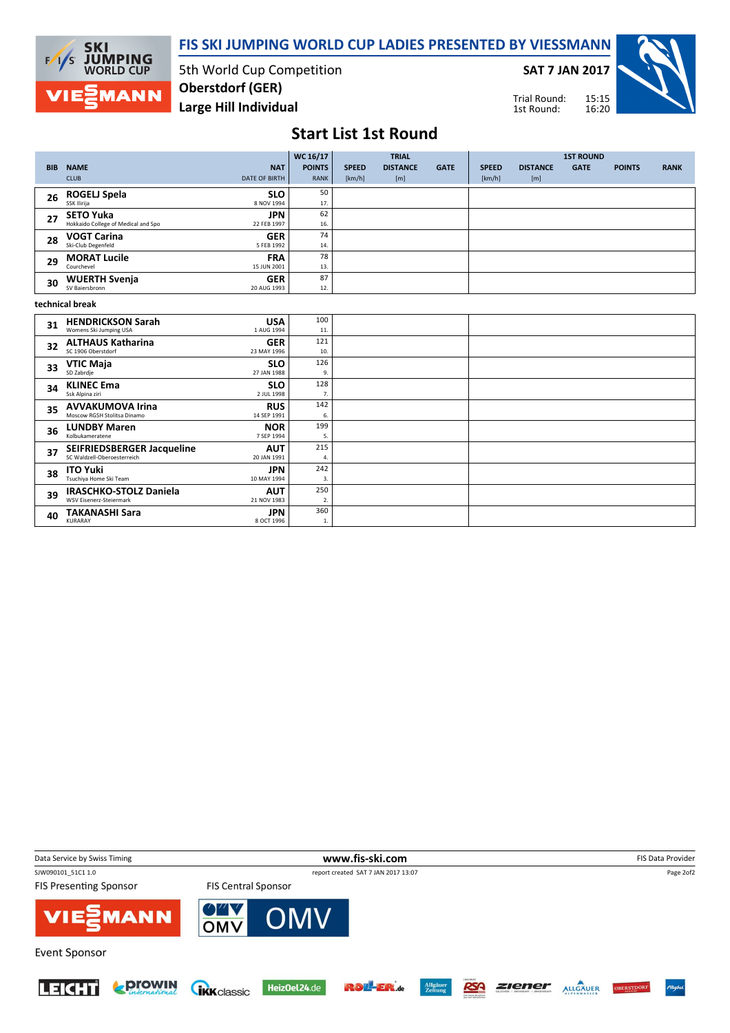# FIS SKI JUMPING WORLD CUP LADIES PRESENTED BY VIESSMANN

5th World Cup Competition
**Oberstdorf (GER)**
**Large Hill Individual**

**SAT 7 JAN 2017**

Trial Round: 15:15
1st Round: 16:20

## Start List 1st Round

| BIB | NAME / CLUB | NAT / DATE OF BIRTH | WC 16/17 POINTS / RANK | TRIAL SPEED [km/h] | TRIAL DISTANCE [m] | TRIAL GATE | 1ST ROUND SPEED [km/h] | 1ST ROUND DISTANCE [m] | 1ST ROUND GATE | POINTS | RANK |
|---|---|---|---|---|---|---|---|---|---|---|---|
| 26 | **ROGELJ Spela** SSK Ilirija | **SLO** 8 NOV 1994 | 50 / 17. | | | | | | | | |
| 27 | **SETO Yuka** Hokkaido College of Medical and Spo | **JPN** 22 FEB 1997 | 62 / 16. | | | | | | | | |
| 28 | **VOGT Carina** Ski-Club Degenfeld | **GER** 5 FEB 1992 | 74 / 14. | | | | | | | | |
| 29 | **MORAT Lucile** Courchevel | **FRA** 15 JUN 2001 | 78 / 13. | | | | | | | | |
| 30 | **WUERTH Svenja** SV Baiersbronn | **GER** 20 AUG 1993 | 87 / 12. | | | | | | | | |
| | **technical break** | | | | | | | | | | |
| 31 | **HENDRICKSON Sarah** Womens Ski Jumping USA | **USA** 1 AUG 1994 | 100 / 11. | | | | | | | | |
| 32 | **ALTHAUS Katharina** SC 1906 Oberstdorf | **GER** 23 MAY 1996 | 121 / 10. | | | | | | | | |
| 33 | **VTIC Maja** SD Zabrdje | **SLO** 27 JAN 1988 | 126 / 9. | | | | | | | | |
| 34 | **KLINEC Ema** Ssk Alpina ziri | **SLO** 2 JUL 1998 | 128 / 7. | | | | | | | | |
| 35 | **AVVAKUMOVA Irina** Moscow RGSH Stolitsa Dinamo | **RUS** 14 SEP 1991 | 142 / 6. | | | | | | | | |
| 36 | **LUNDBY Maren** Kolbukameratene | **NOR** 7 SEP 1994 | 199 / 5. | | | | | | | | |
| 37 | **SEIFRIEDSBERGER Jacqueline** SC Waldzell-Oberoesterreich | **AUT** 20 JAN 1991 | 215 / 4. | | | | | | | | |
| 38 | **ITO Yuki** Tsuchiya Home Ski Team | **JPN** 10 MAY 1994 | 242 / 3. | | | | | | | | |
| 39 | **IRASCHKO-STOLZ Daniela** WSV Eisenerz-Steiermark | **AUT** 21 NOV 1983 | 250 / 2. | | | | | | | | |
| 40 | **TAKANASHI Sara** KURARAY | **JPN** 8 OCT 1996 | 360 / 1. | | | | | | | | |

Data Service by Swiss Timing — www.fis-ski.com — FIS Data Provider

SJW090101_51C1 1.0 — report created SAT 7 JAN 2017 13:07

FIS Presenting Sponsor: VIESSMANN — FIS Central Sponsor: OMV

Event Sponsor: LEICHT, prowin international, IKK classic, HeizOel24.de, ROLLER.de, Allgäuer Zeitung, RSA, ziener, ALLGÄUER ALPENWASSER, OBERSTDORF, Allgäu